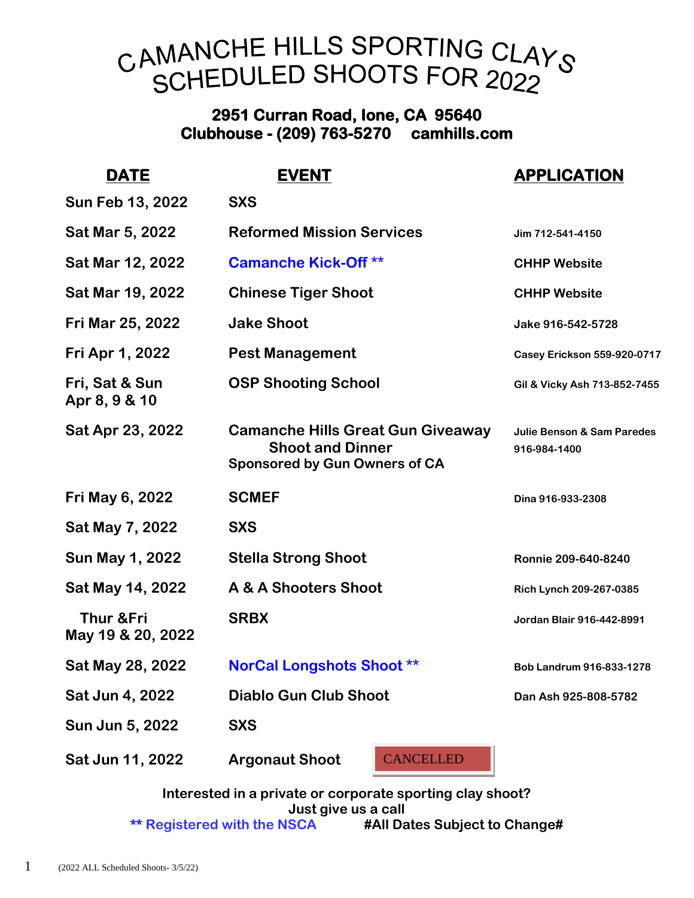# CAMANCHE HILLS SPORTING CLAYS SCHEDULED SHOOTS FOR 2022

**2951 Curran Road, Ione, CA 95640**
**Clubhouse - (209) 763-5270 camhills.com**

| DATE | EVENT | APPLICATION |
|---|---|---|
| Sun Feb 13, 2022 | SXS | |
| Sat Mar 5, 2022 | Reformed Mission Services | Jim 712-541-4150 |
| Sat Mar 12, 2022 | Camanche Kick-Off ** | CHHP Website |
| Sat Mar 19, 2022 | Chinese Tiger Shoot | CHHP Website |
| Fri Mar 25, 2022 | Jake Shoot | Jake 916-542-5728 |
| Fri Apr 1, 2022 | Pest Management | Casey Erickson 559-920-0717 |
| Fri, Sat & Sun Apr 8, 9 & 10 | OSP Shooting School | Gil & Vicky Ash 713-852-7455 |
| Sat Apr 23, 2022 | Camanche Hills Great Gun Giveaway Shoot and Dinner Sponsored by Gun Owners of CA | Julie Benson & Sam Paredes 916-984-1400 |
| Fri May 6, 2022 | SCMEF | Dina 916-933-2308 |
| Sat May 7, 2022 | SXS | |
| Sun May 1, 2022 | Stella Strong Shoot | Ronnie 209-640-8240 |
| Sat May 14, 2022 | A & A Shooters Shoot | Rich Lynch 209-267-0385 |
| Thur &Fri May 19 & 20, 2022 | SRBX | Jordan Blair 916-442-8991 |
| Sat May 28, 2022 | NorCal Longshots Shoot ** | Bob Landrum 916-833-1278 |
| Sat Jun 4, 2022 | Diablo Gun Club Shoot | Dan Ash 925-808-5782 |
| Sun Jun 5, 2022 | SXS | |
| Sat Jun 11, 2022 | Argonaut Shoot CANCELLED | |

**Interested in a private or corporate sporting clay shoot?**
**Just give us a call**

**** Registered with the NSCA** **#All Dates Subject to Change#**

(2022 ALL Scheduled Shoots- 3/5/22)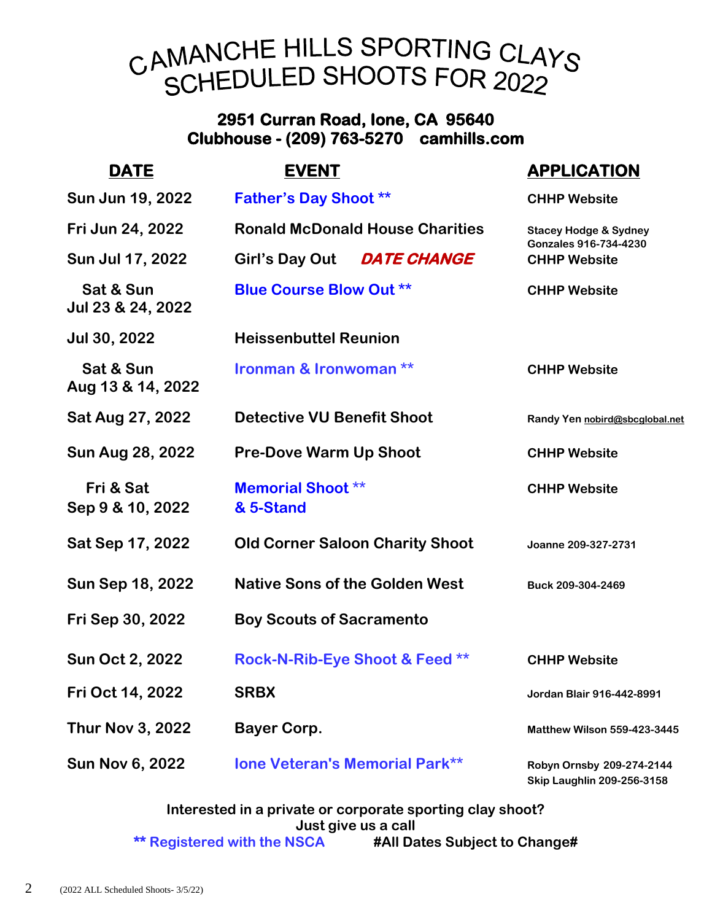# CAMANCHE HILLS SPORTING CLAYS SCHEDULED SHOOTS FOR 2022

**2951 Curran Road, Ione, CA 95640**
**Clubhouse - (209) 763-5270 camhills.com**

| DATE | EVENT | APPLICATION |
|---|---|---|
| Sun Jun 19, 2022 | Father's Day Shoot ** | CHHP Website |
| Fri Jun 24, 2022 | Ronald McDonald House Charities | Stacey Hodge & Sydney Gonzales 916-734-4230 |
| Sun Jul 17, 2022 | Girl's Day Out ***DATE CHANGE*** | CHHP Website |
| Sat & Sun Jul 23 & 24, 2022 | Blue Course Blow Out ** | CHHP Website |
| Jul 30, 2022 | Heissenbuttel Reunion | |
| Sat & Sun Aug 13 & 14, 2022 | Ironman & Ironwoman ** | CHHP Website |
| Sat Aug 27, 2022 | Detective VU Benefit Shoot | Randy Yen nobird@sbcglobal.net |
| Sun Aug 28, 2022 | Pre-Dove Warm Up Shoot | CHHP Website |
| Fri & Sat Sep 9 & 10, 2022 | Memorial Shoot ** & 5-Stand | CHHP Website |
| Sat Sep 17, 2022 | Old Corner Saloon Charity Shoot | Joanne 209-327-2731 |
| Sun Sep 18, 2022 | Native Sons of the Golden West | Buck 209-304-2469 |
| Fri Sep 30, 2022 | Boy Scouts of Sacramento | |
| Sun Oct 2, 2022 | Rock-N-Rib-Eye Shoot & Feed ** | CHHP Website |
| Fri Oct 14, 2022 | SRBX | Jordan Blair 916-442-8991 |
| Thur Nov 3, 2022 | Bayer Corp. | Matthew Wilson 559-423-3445 |
| Sun Nov 6, 2022 | Ione Veteran's Memorial Park** | Robyn Ornsby 209-274-2144 Skip Laughlin 209-256-3158 |

**Interested in a private or corporate sporting clay shoot?**
**Just give us a call**

**** Registered with the NSCA** **#All Dates Subject to Change#**

(2022 ALL Scheduled Shoots- 3/5/22)